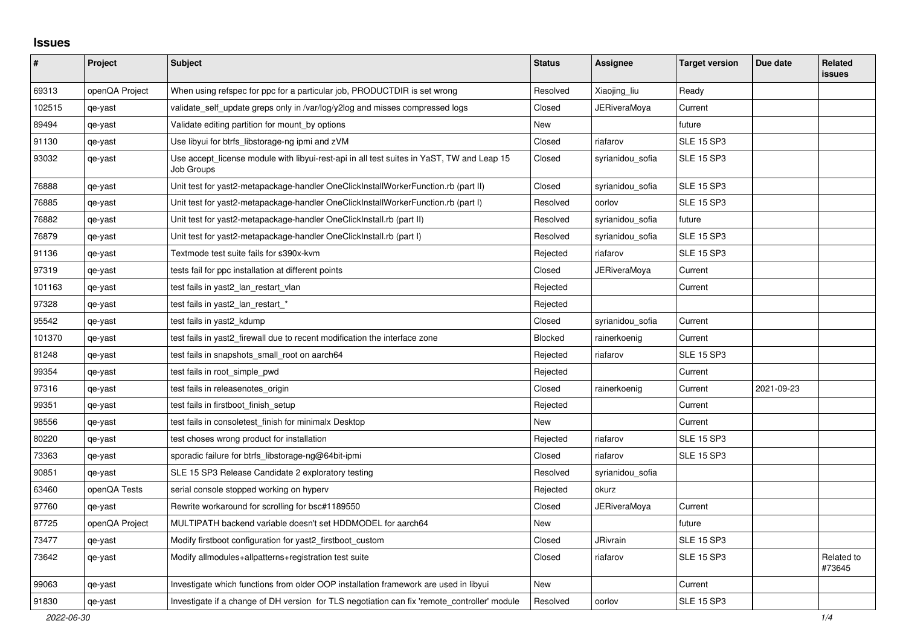## Issues

| # | Project | Subject | Status | Assignee | Target version | Due date | Related issues |
|---|---|---|---|---|---|---|---|
| 69313 | openQA Project | When using refspec for ppc for a particular job, PRODUCTDIR is set wrong | Resolved | Xiaojing_liu | Ready | | |
| 102515 | qe-yast | validate_self_update greps only in /var/log/y2log and misses compressed logs | Closed | JERiveraMoya | Current | | |
| 89494 | qe-yast | Validate editing partition for mount_by options | New | | future | | |
| 91130 | qe-yast | Use libyui for btrfs_libstorage-ng ipmi and zVM | Closed | riafarov | SLE 15 SP3 | | |
| 93032 | qe-yast | Use accept_license module with libyui-rest-api in all test suites in YaST, TW and Leap 15 Job Groups | Closed | syrianidou_sofia | SLE 15 SP3 | | |
| 76888 | qe-yast | Unit test for yast2-metapackage-handler OneClickInstallWorkerFunction.rb (part II) | Closed | syrianidou_sofia | SLE 15 SP3 | | |
| 76885 | qe-yast | Unit test for yast2-metapackage-handler OneClickInstallWorkerFunction.rb (part I) | Resolved | oorlov | SLE 15 SP3 | | |
| 76882 | qe-yast | Unit test for yast2-metapackage-handler OneClickInstall.rb (part II) | Resolved | syrianidou_sofia | future | | |
| 76879 | qe-yast | Unit test for yast2-metapackage-handler OneClickInstall.rb (part I) | Resolved | syrianidou_sofia | SLE 15 SP3 | | |
| 91136 | qe-yast | Textmode test suite fails for s390x-kvm | Rejected | riafarov | SLE 15 SP3 | | |
| 97319 | qe-yast | tests fail for ppc installation at different points | Closed | JERiveraMoya | Current | | |
| 101163 | qe-yast | test fails in yast2_lan_restart_vlan | Rejected | | Current | | |
| 97328 | qe-yast | test fails in yast2_lan_restart_* | Rejected | | | | |
| 95542 | qe-yast | test fails in yast2_kdump | Closed | syrianidou_sofia | Current | | |
| 101370 | qe-yast | test fails in yast2_firewall due to recent modification the interface zone | Blocked | rainerkoenig | Current | | |
| 81248 | qe-yast | test fails in snapshots_small_root on aarch64 | Rejected | riafarov | SLE 15 SP3 | | |
| 99354 | qe-yast | test fails in root_simple_pwd | Rejected | | Current | | |
| 97316 | qe-yast | test fails in releasenotes_origin | Closed | rainerkoenig | Current | 2021-09-23 | |
| 99351 | qe-yast | test fails in firstboot_finish_setup | Rejected | | Current | | |
| 98556 | qe-yast | test fails in consoletest_finish for minimalx Desktop | New | | Current | | |
| 80220 | qe-yast | test choses wrong product for installation | Rejected | riafarov | SLE 15 SP3 | | |
| 73363 | qe-yast | sporadic failure for btrfs_libstorage-ng@64bit-ipmi | Closed | riafarov | SLE 15 SP3 | | |
| 90851 | qe-yast | SLE 15 SP3 Release Candidate 2 exploratory testing | Resolved | syrianidou_sofia | | | |
| 63460 | openQA Tests | serial console stopped working on hyperv | Rejected | okurz | | | |
| 97760 | qe-yast | Rewrite workaround for scrolling for bsc#1189550 | Closed | JERiveraMoya | Current | | |
| 87725 | openQA Project | MULTIPATH backend variable doesn't set HDDMODEL for aarch64 | New | | future | | |
| 73477 | qe-yast | Modify firstboot configuration for yast2_firstboot_custom | Closed | JRivrain | SLE 15 SP3 | | |
| 73642 | qe-yast | Modify allmodules+allpatterns+registration test suite | Closed | riafarov | SLE 15 SP3 | | Related to #73645 |
| 99063 | qe-yast | Investigate which functions from older OOP installation framework are used in libyui | New | | Current | | |
| 91830 | qe-yast | Investigate if a change of DH version for TLS negotiation can fix 'remote_controller' module | Resolved | oorlov | SLE 15 SP3 | | |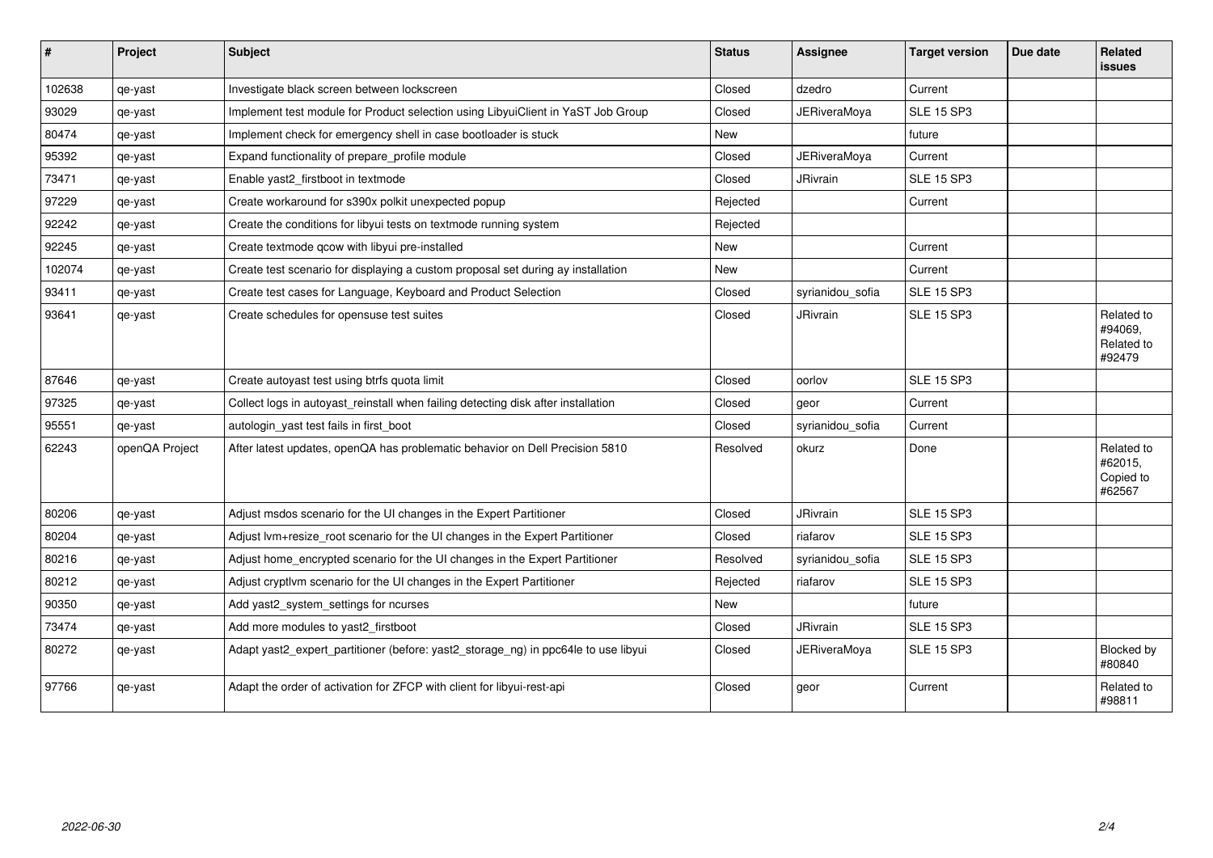| # | Project | Subject | Status | Assignee | Target version | Due date | Related issues |
|---|---|---|---|---|---|---|---|
| 102638 | qe-yast | Investigate black screen between lockscreen | Closed | dzedro | Current | | |
| 93029 | qe-yast | Implement test module for Product selection using LibyuiClient in YaST Job Group | Closed | JERiveraMoya | SLE 15 SP3 | | |
| 80474 | qe-yast | Implement check for emergency shell in case bootloader is stuck | New | | future | | |
| 95392 | qe-yast | Expand functionality of prepare_profile module | Closed | JERiveraMoya | Current | | |
| 73471 | qe-yast | Enable yast2_firstboot in textmode | Closed | JRivrain | SLE 15 SP3 | | |
| 97229 | qe-yast | Create workaround for s390x polkit unexpected popup | Rejected | | Current | | |
| 92242 | qe-yast | Create the conditions for libyui tests on textmode running system | Rejected | | | | |
| 92245 | qe-yast | Create textmode qcow with libyui pre-installed | New | | Current | | |
| 102074 | qe-yast | Create test scenario for displaying a custom proposal set during ay installation | New | | Current | | |
| 93411 | qe-yast | Create test cases for Language, Keyboard and Product Selection | Closed | syrianidou_sofia | SLE 15 SP3 | | |
| 93641 | qe-yast | Create schedules for opensuse test suites | Closed | JRivrain | SLE 15 SP3 | | Related to #94069, Related to #92479 |
| 87646 | qe-yast | Create autoyast test using btrfs quota limit | Closed | oorlov | SLE 15 SP3 | | |
| 97325 | qe-yast | Collect logs in autoyast_reinstall when failing detecting disk after installation | Closed | geor | Current | | |
| 95551 | qe-yast | autologin_yast test fails in first_boot | Closed | syrianidou_sofia | Current | | |
| 62243 | openQA Project | After latest updates, openQA has problematic behavior on Dell Precision 5810 | Resolved | okurz | Done | | Related to #62015, Copied to #62567 |
| 80206 | qe-yast | Adjust msdos scenario for the UI changes in the Expert Partitioner | Closed | JRivrain | SLE 15 SP3 | | |
| 80204 | qe-yast | Adjust lvm+resize_root scenario for the UI changes in the Expert Partitioner | Closed | riafarov | SLE 15 SP3 | | |
| 80216 | qe-yast | Adjust home_encrypted scenario for the UI changes in the Expert Partitioner | Resolved | syrianidou_sofia | SLE 15 SP3 | | |
| 80212 | qe-yast | Adjust cryptlvm scenario for the UI changes in the Expert Partitioner | Rejected | riafarov | SLE 15 SP3 | | |
| 90350 | qe-yast | Add yast2_system_settings for ncurses | New | | future | | |
| 73474 | qe-yast | Add more modules to yast2_firstboot | Closed | JRivrain | SLE 15 SP3 | | |
| 80272 | qe-yast | Adapt yast2_expert_partitioner (before: yast2_storage_ng) in ppc64le to use libyui | Closed | JERiveraMoya | SLE 15 SP3 | | Blocked by #80840 |
| 97766 | qe-yast | Adapt the order of activation for ZFCP with client for libyui-rest-api | Closed | geor | Current | | Related to #98811 |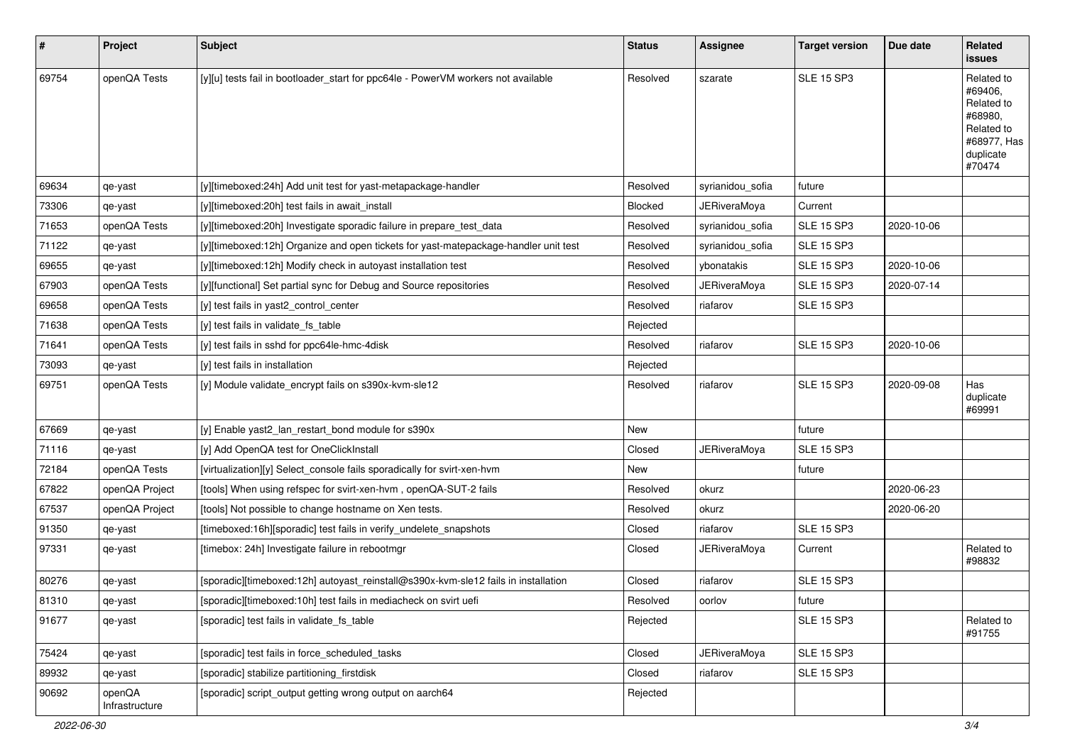| # | Project | Subject | Status | Assignee | Target version | Due date | Related issues |
|---|---|---|---|---|---|---|---|
| 69754 | openQA Tests | [y][u] tests fail in bootloader_start for ppc64le - PowerVM workers not available | Resolved | szarate | SLE 15 SP3 | | Related to #69406, Related to #68980, Related to #68977, Has duplicate #70474 |
| 69634 | qe-yast | [y][timeboxed:24h] Add unit test for yast-metapackage-handler | Resolved | syrianidou_sofia | future | | |
| 73306 | qe-yast | [y][timeboxed:20h] test fails in await_install | Blocked | JERiveraMoya | Current | | |
| 71653 | openQA Tests | [y][timeboxed:20h] Investigate sporadic failure in prepare_test_data | Resolved | syrianidou_sofia | SLE 15 SP3 | 2020-10-06 | |
| 71122 | qe-yast | [y][timeboxed:12h] Organize and open tickets for yast-matepackage-handler unit test | Resolved | syrianidou_sofia | SLE 15 SP3 | | |
| 69655 | qe-yast | [y][timeboxed:12h] Modify check in autoyast installation test | Resolved | ybonatakis | SLE 15 SP3 | 2020-10-06 | |
| 67903 | openQA Tests | [y][functional] Set partial sync for Debug and Source repositories | Resolved | JERiveraMoya | SLE 15 SP3 | 2020-07-14 | |
| 69658 | openQA Tests | [y] test fails in yast2_control_center | Resolved | riafarov | SLE 15 SP3 | | |
| 71638 | openQA Tests | [y] test fails in validate_fs_table | Rejected | | | | |
| 71641 | openQA Tests | [y] test fails in sshd for ppc64le-hmc-4disk | Resolved | riafarov | SLE 15 SP3 | 2020-10-06 | |
| 73093 | qe-yast | [y] test fails in installation | Rejected | | | | |
| 69751 | openQA Tests | [y] Module validate_encrypt fails on s390x-kvm-sle12 | Resolved | riafarov | SLE 15 SP3 | 2020-09-08 | Has duplicate #69991 |
| 67669 | qe-yast | [y] Enable yast2_lan_restart_bond module for s390x | New | | future | | |
| 71116 | qe-yast | [y] Add OpenQA test for OneClickInstall | Closed | JERiveraMoya | SLE 15 SP3 | | |
| 72184 | openQA Tests | [virtualization][y] Select_console fails sporadically for svirt-xen-hvm | New | | future | | |
| 67822 | openQA Project | [tools] When using refspec for svirt-xen-hvm , openQA-SUT-2 fails | Resolved | okurz | | 2020-06-23 | |
| 67537 | openQA Project | [tools] Not possible to change hostname on Xen tests. | Resolved | okurz | | 2020-06-20 | |
| 91350 | qe-yast | [timeboxed:16h][sporadic] test fails in verify_undelete_snapshots | Closed | riafarov | SLE 15 SP3 | | |
| 97331 | qe-yast | [timebox: 24h] Investigate failure in rebootmgr | Closed | JERiveraMoya | Current | | Related to #98832 |
| 80276 | qe-yast | [sporadic][timeboxed:12h] autoyast_reinstall@s390x-kvm-sle12 fails in installation | Closed | riafarov | SLE 15 SP3 | | |
| 81310 | qe-yast | [sporadic][timeboxed:10h] test fails in mediacheck on svirt uefi | Resolved | oorlov | future | | |
| 91677 | qe-yast | [sporadic] test fails in validate_fs_table | Rejected | | SLE 15 SP3 | | Related to #91755 |
| 75424 | qe-yast | [sporadic] test fails in force_scheduled_tasks | Closed | JERiveraMoya | SLE 15 SP3 | | |
| 89932 | qe-yast | [sporadic] stabilize partitioning_firstdisk | Closed | riafarov | SLE 15 SP3 | | |
| 90692 | openQA Infrastructure | [sporadic] script_output getting wrong output on aarch64 | Rejected | | | | |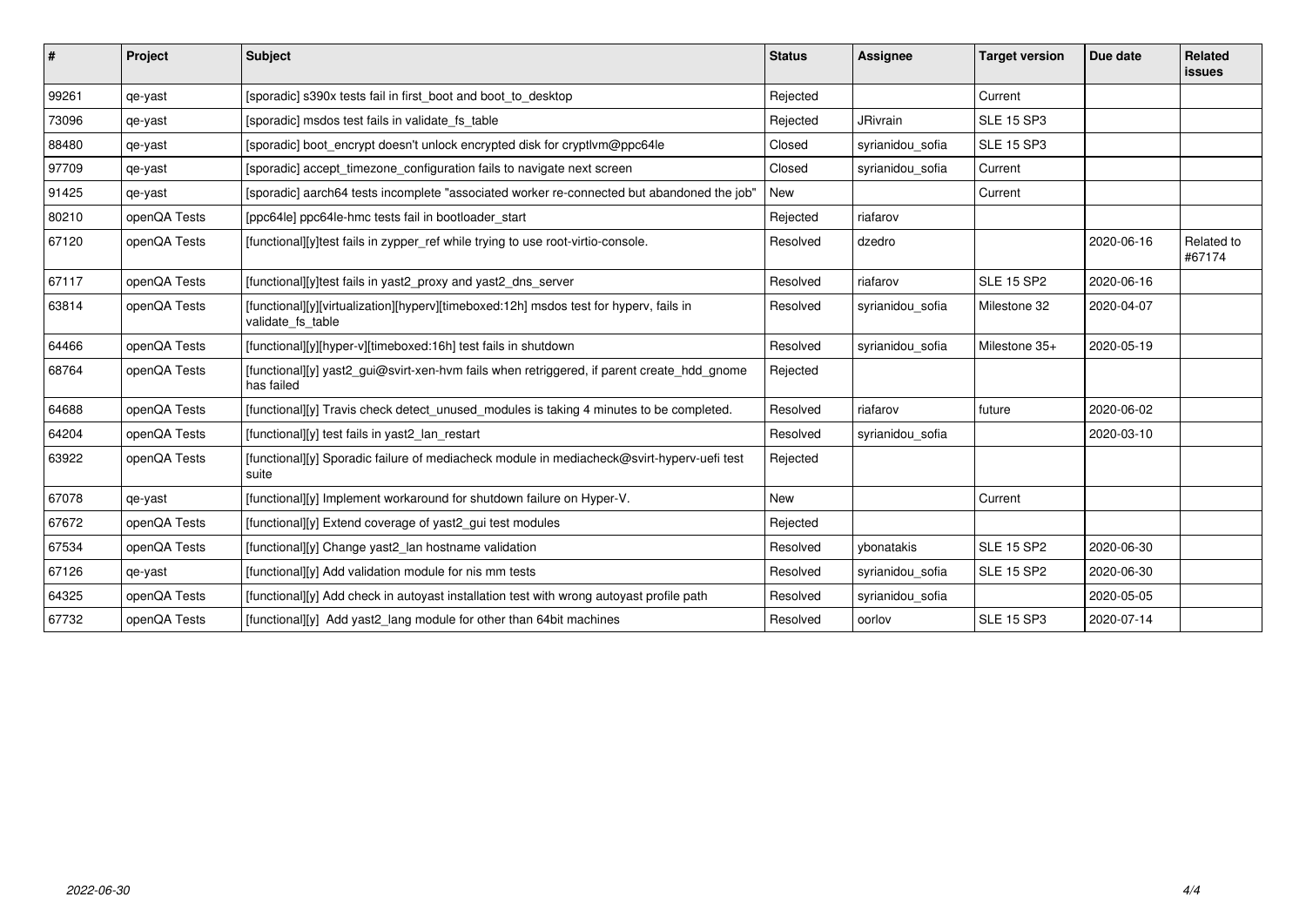| # | Project | Subject | Status | Assignee | Target version | Due date | Related issues |
|---|---|---|---|---|---|---|---|
| 99261 | qe-yast | [sporadic] s390x tests fail in first_boot and boot_to_desktop | Rejected | | Current | | |
| 73096 | qe-yast | [sporadic] msdos test fails in validate_fs_table | Rejected | JRivrain | SLE 15 SP3 | | |
| 88480 | qe-yast | [sporadic] boot_encrypt doesn't unlock encrypted disk for cryptlvm@ppc64le | Closed | syrianidou_sofia | SLE 15 SP3 | | |
| 97709 | qe-yast | [sporadic] accept_timezone_configuration fails to navigate next screen | Closed | syrianidou_sofia | Current | | |
| 91425 | qe-yast | [sporadic] aarch64 tests incomplete "associated worker re-connected but abandoned the job" | New | | Current | | |
| 80210 | openQA Tests | [ppc64le] ppc64le-hmc tests fail in bootloader_start | Rejected | riafarov | | | |
| 67120 | openQA Tests | [functional][y]test fails in zypper_ref while trying to use root-virtio-console. | Resolved | dzedro | | 2020-06-16 | Related to #67174 |
| 67117 | openQA Tests | [functional][y]test fails in yast2_proxy and yast2_dns_server | Resolved | riafarov | SLE 15 SP2 | 2020-06-16 | |
| 63814 | openQA Tests | [functional][y][virtualization][hyperv][timeboxed:12h] msdos test for hyperv, fails in validate_fs_table | Resolved | syrianidou_sofia | Milestone 32 | 2020-04-07 | |
| 64466 | openQA Tests | [functional][y][hyper-v][timeboxed:16h] test fails in shutdown | Resolved | syrianidou_sofia | Milestone 35+ | 2020-05-19 | |
| 68764 | openQA Tests | [functional][y] yast2_gui@svirt-xen-hvm fails when retriggered, if parent create_hdd_gnome has failed | Rejected | | | | |
| 64688 | openQA Tests | [functional][y] Travis check detect_unused_modules is taking 4 minutes to be completed. | Resolved | riafarov | future | 2020-06-02 | |
| 64204 | openQA Tests | [functional][y] test fails in yast2_lan_restart | Resolved | syrianidou_sofia | | 2020-03-10 | |
| 63922 | openQA Tests | [functional][y] Sporadic failure of mediacheck module in mediacheck@svirt-hyperv-uefi test suite | Rejected | | | | |
| 67078 | qe-yast | [functional][y] Implement workaround for shutdown failure on Hyper-V. | New | | Current | | |
| 67672 | openQA Tests | [functional][y] Extend coverage of yast2_gui test modules | Rejected | | | | |
| 67534 | openQA Tests | [functional][y] Change yast2_lan hostname validation | Resolved | ybonatakis | SLE 15 SP2 | 2020-06-30 | |
| 67126 | qe-yast | [functional][y] Add validation module for nis mm tests | Resolved | syrianidou_sofia | SLE 15 SP2 | 2020-06-30 | |
| 64325 | openQA Tests | [functional][y] Add check in autoyast installation test with wrong autoyast profile path | Resolved | syrianidou_sofia | | 2020-05-05 | |
| 67732 | openQA Tests | [functional][y] Add yast2_lang module for other than 64bit machines | Resolved | oorlov | SLE 15 SP3 | 2020-07-14 | |